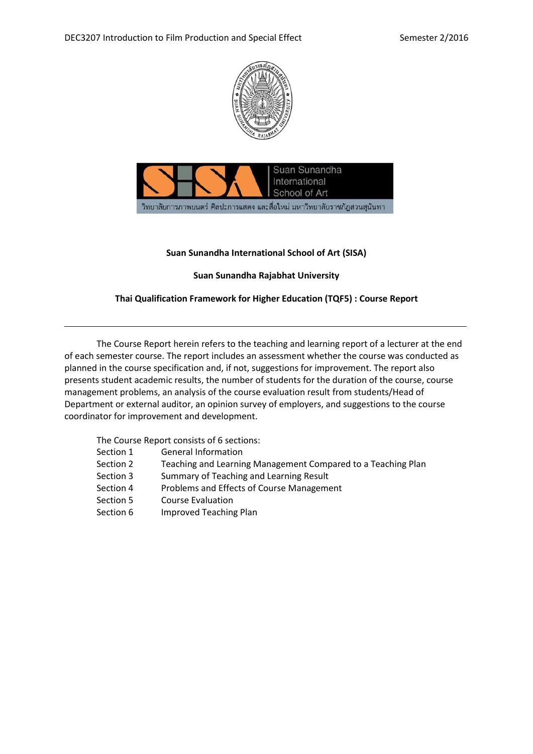**Suan Sunandha International School of Art (SISA)**

**Suan Sunandha Rajabhat University**

**Thai Qualification Framework for Higher Education (TQF5) : Course Report**

---

The Course Report herein refers to the teaching and learning report of a lecturer at the end of each semester course. The report includes an assessment whether the course was conducted as planned in the course specification and, if not, suggestions for improvement. The report also presents student academic results, the number of students for the duration of the course, course management problems, an analysis of the course evaluation result from students/Head of Department or external auditor, an opinion survey of employers, and suggestions to the course coordinator for improvement and development.

The Course Report consists of 6 sections:

| | |
|---|---|
| Section 1 | General Information |
| Section 2 | Teaching and Learning Management Compared to a Teaching Plan |
| Section 3 | Summary of Teaching and Learning Result |
| Section 4 | Problems and Effects of Course Management |
| Section 5 | Course Evaluation |
| Section 6 | Improved Teaching Plan |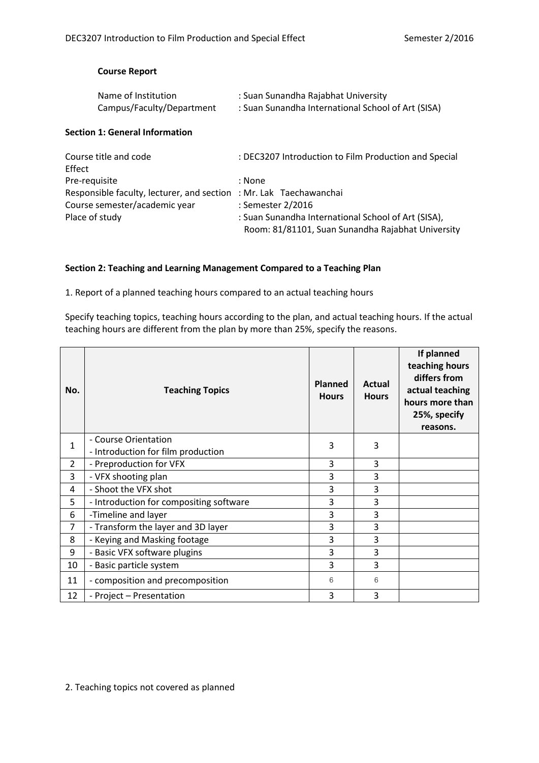**Course Report**

Name of Institution : Suan Sunandha Rajabhat University
Campus/Faculty/Department : Suan Sunandha International School of Art (SISA)

**Section 1: General Information**

Course title and code : DEC3207 Introduction to Film Production and Special Effect
Pre-requisite : None
Responsible faculty, lecturer, and section : Mr. Lak Taechawanchai
Course semester/academic year : Semester 2/2016
Place of study : Suan Sunandha International School of Art (SISA), Room: 81/81101, Suan Sunandha Rajabhat University

**Section 2: Teaching and Learning Management Compared to a Teaching Plan**

1. Report of a planned teaching hours compared to an actual teaching hours

Specify teaching topics, teaching hours according to the plan, and actual teaching hours. If the actual teaching hours are different from the plan by more than 25%, specify the reasons.

| No. | Teaching Topics | Planned Hours | Actual Hours | If planned teaching hours differs from actual teaching hours more than 25%, specify reasons. |
|---|---|---|---|---|
| 1 | - Course Orientation<br>- Introduction for film production | 3 | 3 | |
| 2 | - Preproduction for VFX | 3 | 3 | |
| 3 | - VFX shooting plan | 3 | 3 | |
| 4 | - Shoot the VFX shot | 3 | 3 | |
| 5 | - Introduction for compositing software | 3 | 3 | |
| 6 | -Timeline and layer | 3 | 3 | |
| 7 | - Transform the layer and 3D layer | 3 | 3 | |
| 8 | - Keying and Masking footage | 3 | 3 | |
| 9 | - Basic VFX software plugins | 3 | 3 | |
| 10 | - Basic particle system | 3 | 3 | |
| 11 | - composition and precomposition | 6 | 6 | |
| 12 | - Project – Presentation | 3 | 3 | |

2. Teaching topics not covered as planned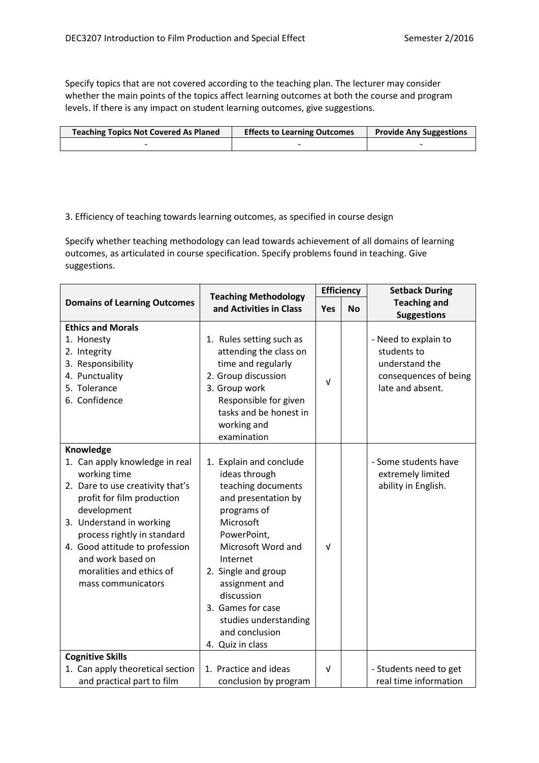Specify topics that are not covered according to the teaching plan. The lecturer may consider whether the main points of the topics affect learning outcomes at both the course and program levels. If there is any impact on student learning outcomes, give suggestions.

| Teaching Topics Not Covered As Planed | Effects to Learning Outcomes | Provide Any Suggestions |
|---|---|---|
| - | - | - |

3. Efficiency of teaching towards learning outcomes, as specified in course design

Specify whether teaching methodology can lead towards achievement of all domains of learning outcomes, as articulated in course specification. Specify problems found in teaching. Give suggestions.

| Domains of Learning Outcomes | Teaching Methodology and Activities in Class | Efficiency | | Setback During Teaching and Suggestions |
|---|---|---|---|---|
| | | Yes | No | |
| **Ethics and Morals**<br>1. Honesty<br>2. Integrity<br>3. Responsibility<br>4. Punctuality<br>5. Tolerance<br>6. Confidence | 1. Rules setting such as attending the class on time and regularly<br>2. Group discussion<br>3. Group work Responsible for given tasks and be honest in working and examination | √ | | - Need to explain to students to understand the consequences of being late and absent. |
| **Knowledge**<br>1. Can apply knowledge in real working time<br>2. Dare to use creativity that's profit for film production development<br>3. Understand in working process rightly in standard<br>4. Good attitude to profession and work based on moralities and ethics of mass communicators | 1. Explain and conclude ideas through teaching documents and presentation by programs of Microsoft PowerPoint, Microsoft Word and Internet<br>2. Single and group assignment and discussion<br>3. Games for case studies understanding and conclusion<br>4. Quiz in class | √ | | - Some students have extremely limited ability in English. |
| **Cognitive Skills**<br>1. Can apply theoretical section and practical part to film | 1. Practice and ideas conclusion by program | √ | | - Students need to get real time information |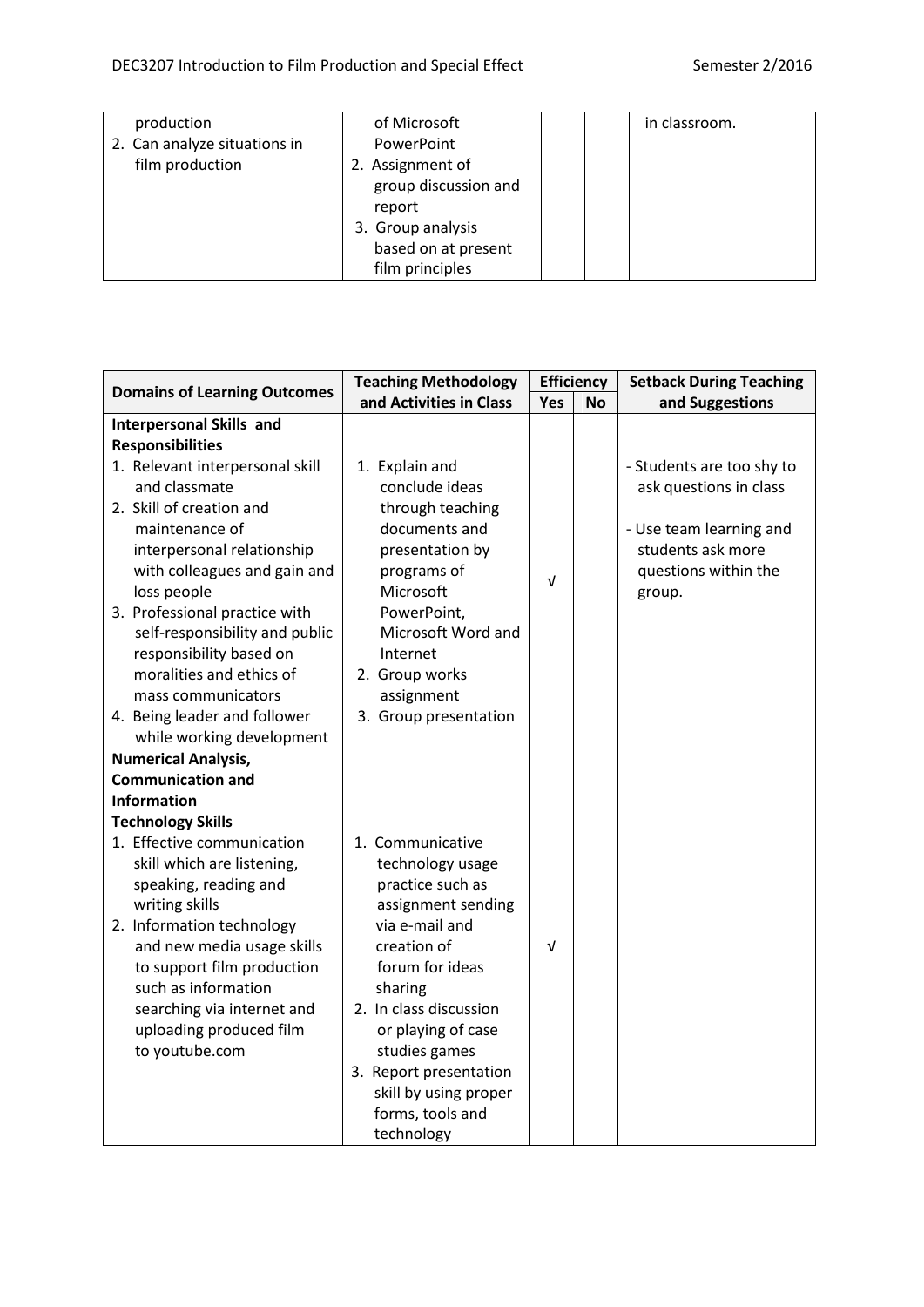| Domains of Learning Outcomes | Teaching Methodology and Activities in Class | Efficiency | | Setback During Teaching and Suggestions |
|---|---|---|---|---|
| | | Yes | No | |
| production<br>2. Can analyze situations in film production | of Microsoft PowerPoint<br>2. Assignment of group discussion and report<br>3. Group analysis based on at present film principles | | | in classroom. |

| Domains of Learning Outcomes | Teaching Methodology and Activities in Class | Efficiency | | Setback During Teaching and Suggestions |
|---|---|---|---|---|
| | | Yes | No | |
| **Interpersonal Skills and Responsibilities**<br>1. Relevant interpersonal skill and classmate<br>2. Skill of creation and maintenance of interpersonal relationship with colleagues and gain and loss people<br>3. Professional practice with self-responsibility and public responsibility based on moralities and ethics of mass communicators<br>4. Being leader and follower while working development | 1. Explain and conclude ideas through teaching documents and presentation by programs of Microsoft PowerPoint, Microsoft Word and Internet<br>2. Group works assignment<br>3. Group presentation | √ | | - Students are too shy to ask questions in class<br>- Use team learning and students ask more questions within the group. |
| **Numerical Analysis, Communication and Information Technology Skills**<br>1. Effective communication skill which are listening, speaking, reading and writing skills<br>2. Information technology and new media usage skills to support film production such as information searching via internet and uploading produced film to youtube.com | 1. Communicative technology usage practice such as assignment sending via e-mail and creation of forum for ideas sharing<br>2. In class discussion or playing of case studies games<br>3. Report presentation skill by using proper forms, tools and technology | √ | | |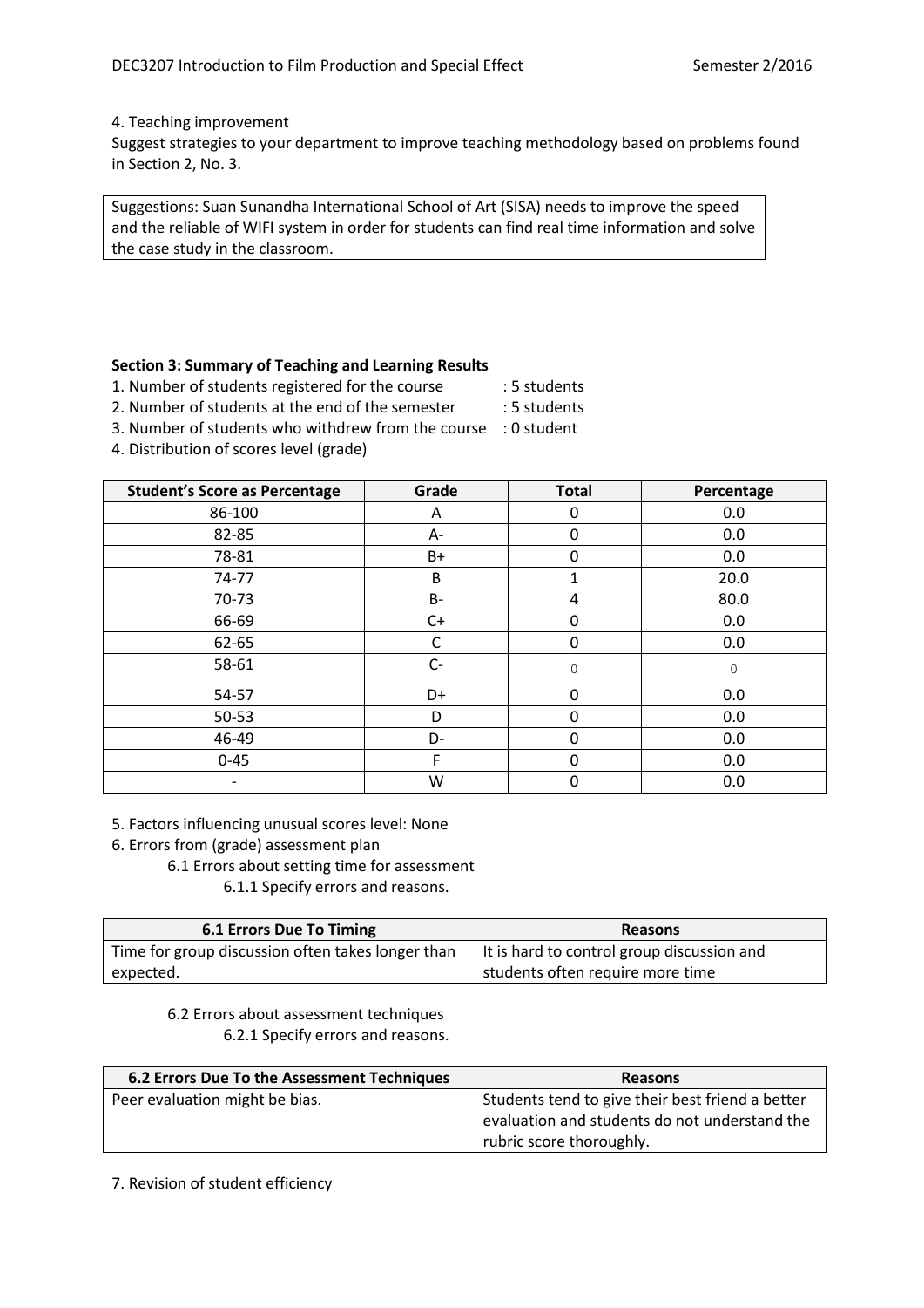4. Teaching improvement

Suggest strategies to your department to improve teaching methodology based on problems found in Section 2, No. 3.

| Suggestions: Suan Sunandha International School of Art (SISA) needs to improve the speed and the reliable of WIFI system in order for students can find real time information and solve the case study in the classroom. |
|---|

**Section 3: Summary of Teaching and Learning Results**

1. Number of students registered for the course : 5 students
2. Number of students at the end of the semester : 5 students
3. Number of students who withdrew from the course : 0 student
4. Distribution of scores level (grade)

| Student's Score as Percentage | Grade | Total | Percentage |
|---|---|---|---|
| 86-100 | A | 0 | 0.0 |
| 82-85 | A- | 0 | 0.0 |
| 78-81 | B+ | 0 | 0.0 |
| 74-77 | B | 1 | 20.0 |
| 70-73 | B- | 4 | 80.0 |
| 66-69 | C+ | 0 | 0.0 |
| 62-65 | C | 0 | 0.0 |
| 58-61 | C- | 0 | 0 |
| 54-57 | D+ | 0 | 0.0 |
| 50-53 | D | 0 | 0.0 |
| 46-49 | D- | 0 | 0.0 |
| 0-45 | F | 0 | 0.0 |
| - | W | 0 | 0.0 |

5. Factors influencing unusual scores level: None
6. Errors from (grade) assessment plan
   - 6.1 Errors about setting time for assessment
     - 6.1.1 Specify errors and reasons.

| 6.1 Errors Due To Timing | Reasons |
|---|---|
| Time for group discussion often takes longer than expected. | It is hard to control group discussion and students often require more time |

   - 6.2 Errors about assessment techniques
     - 6.2.1 Specify errors and reasons.

| 6.2 Errors Due To the Assessment Techniques | Reasons |
|---|---|
| Peer evaluation might be bias. | Students tend to give their best friend a better evaluation and students do not understand the rubric score thoroughly. |

7. Revision of student efficiency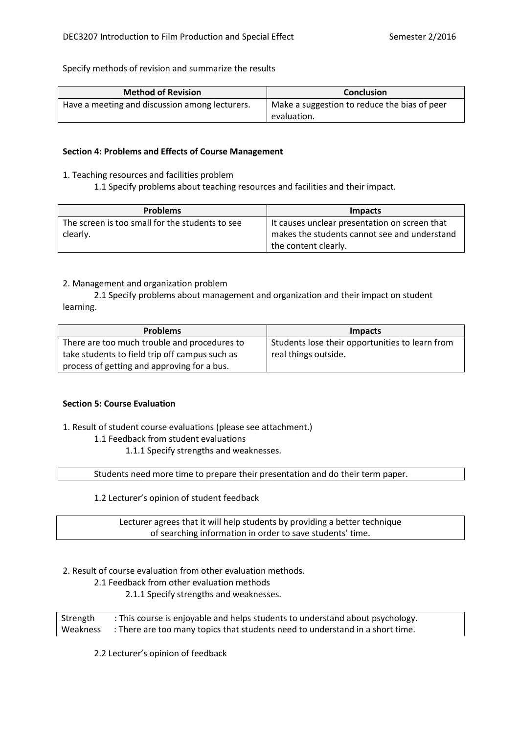Specify methods of revision and summarize the results

| Method of Revision | Conclusion |
| --- | --- |
| Have a meeting and discussion among lecturers. | Make a suggestion to reduce the bias of peer evaluation. |

**Section 4: Problems and Effects of Course Management**

1. Teaching resources and facilities problem

   1.1 Specify problems about teaching resources and facilities and their impact.

| Problems | Impacts |
| --- | --- |
| The screen is too small for the students to see clearly. | It causes unclear presentation on screen that makes the students cannot see and understand the content clearly. |

2. Management and organization problem

   2.1 Specify problems about management and organization and their impact on student learning.

| Problems | Impacts |
| --- | --- |
| There are too much trouble and procedures to take students to field trip off campus such as process of getting and approving for a bus. | Students lose their opportunities to learn from real things outside. |

**Section 5: Course Evaluation**

1. Result of student course evaluations (please see attachment.)

   1.1 Feedback from student evaluations

      1.1.1 Specify strengths and weaknesses.

| Students need more time to prepare their presentation and do their term paper. |
| --- |

   1.2 Lecturer's opinion of student feedback

| Lecturer agrees that it will help students by providing a better technique of searching information in order to save students' time. |
| --- |

2. Result of course evaluation from other evaluation methods.

   2.1 Feedback from other evaluation methods

      2.1.1 Specify strengths and weaknesses.

| Strength | : This course is enjoyable and helps students to understand about psychology. |
| --- | --- |
| Weakness | : There are too many topics that students need to understand in a short time. |

   2.2 Lecturer's opinion of feedback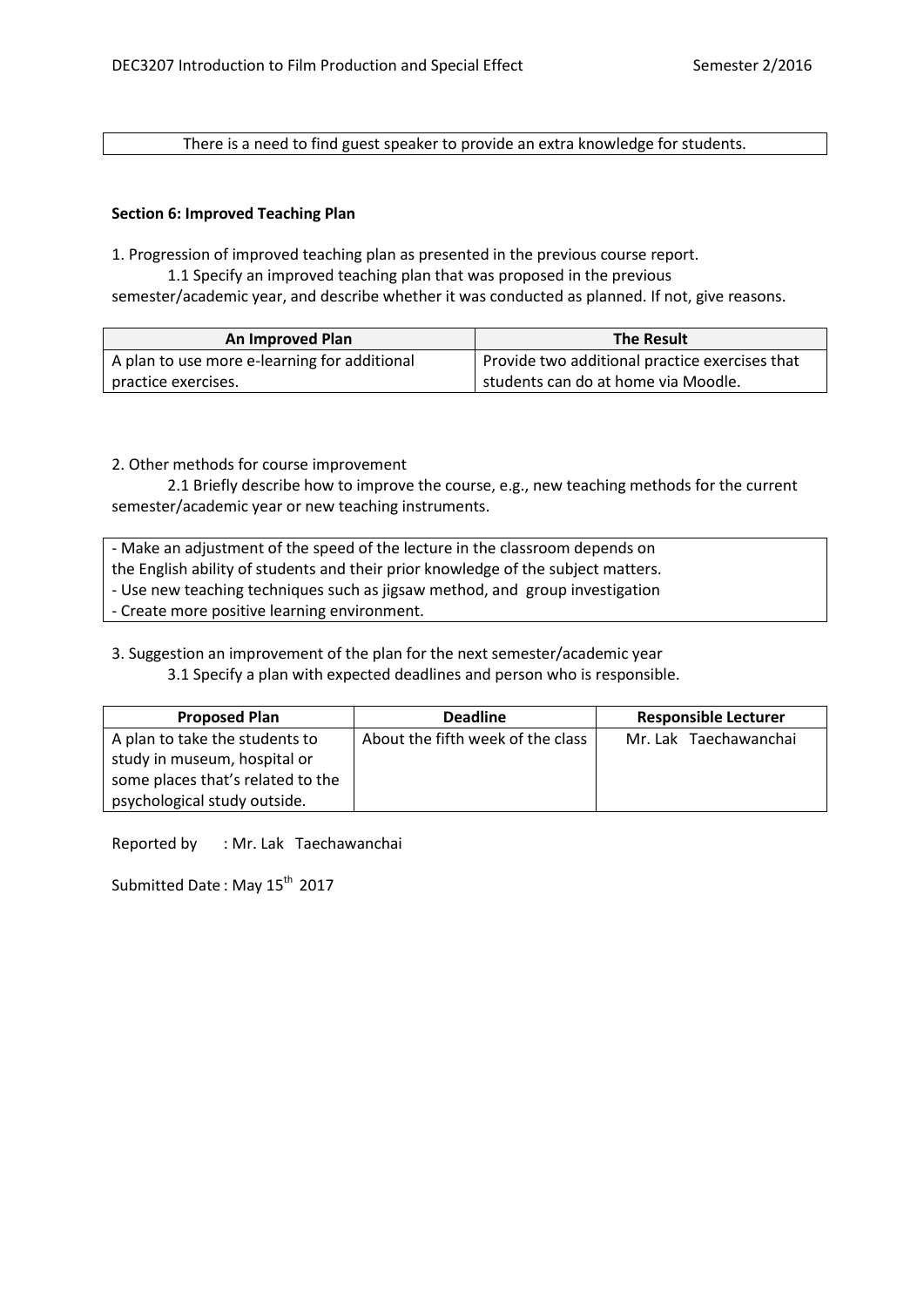There is a need to find guest speaker to provide an extra knowledge for students.

**Section 6: Improved Teaching Plan**

1. Progression of improved teaching plan as presented in the previous course report.

1.1 Specify an improved teaching plan that was proposed in the previous semester/academic year, and describe whether it was conducted as planned. If not, give reasons.

| An Improved Plan | The Result |
| --- | --- |
| A plan to use more e-learning for additional practice exercises. | Provide two additional practice exercises that students can do at home via Moodle. |

2. Other methods for course improvement

2.1 Briefly describe how to improve the course, e.g., new teaching methods for the current semester/academic year or new teaching instruments.

- Make an adjustment of the speed of the lecture in the classroom depends on the English ability of students and their prior knowledge of the subject matters.
- Use new teaching techniques such as jigsaw method, and group investigation
- Create more positive learning environment.

3. Suggestion an improvement of the plan for the next semester/academic year

3.1 Specify a plan with expected deadlines and person who is responsible.

| Proposed Plan | Deadline | Responsible Lecturer |
| --- | --- | --- |
| A plan to take the students to study in museum, hospital or some places that's related to the psychological study outside. | About the fifth week of the class | Mr. Lak Taechawanchai |

Reported by : Mr. Lak Taechawanchai

Submitted Date : May 15th 2017